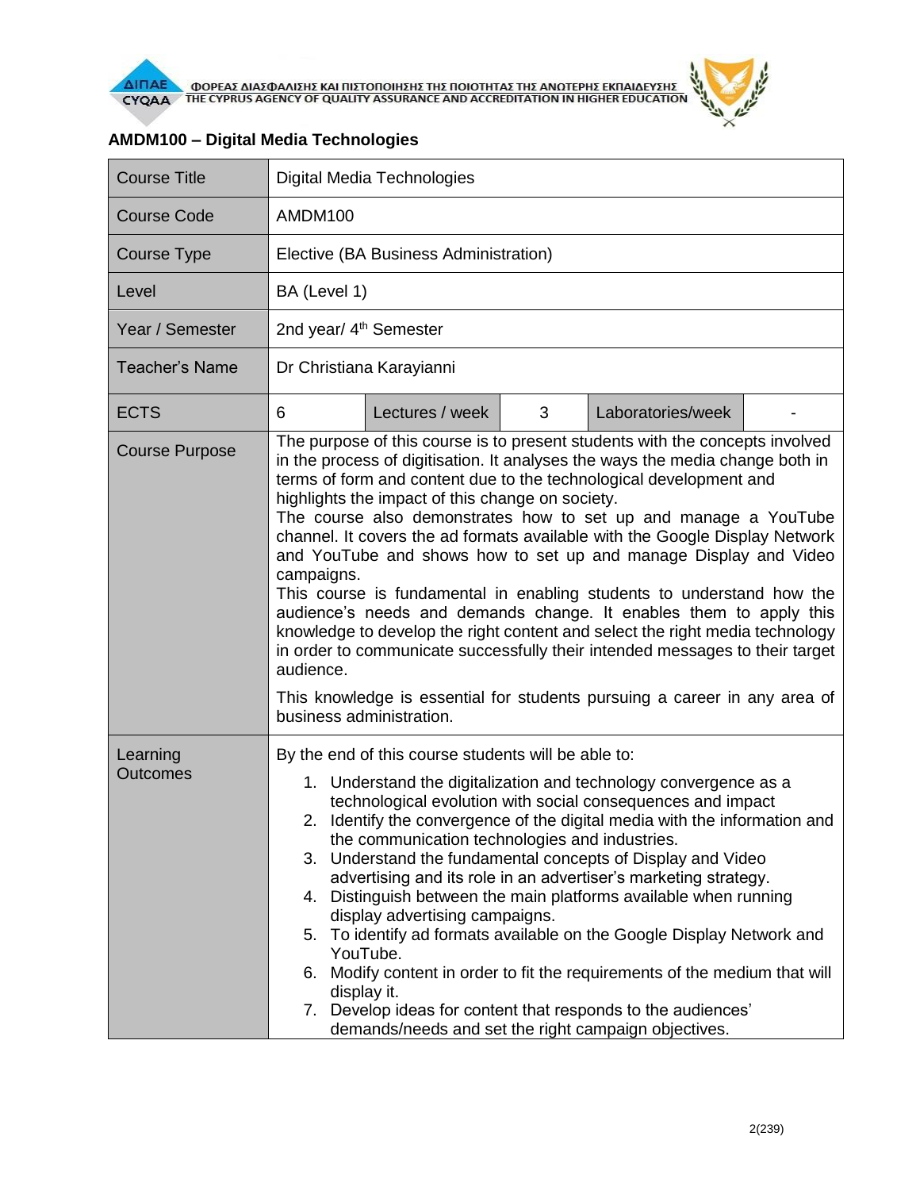## AMDM100 – Digital Media Technologies

| Course Title | Digital Media Technologies | | | | |
|---|---|---|---|---|---|
| Course Code | AMDM100 | | | | |
| Course Type | Elective (BA Business Administration) | | | | |
| Level | BA (Level 1) | | | | |
| Year / Semester | 2nd year/ 4th Semester | | | | |
| Teacher's Name | Dr Christiana Karayianni | | | | |
| ECTS | 6 | Lectures / week | 3 | Laboratories/week | - |
| Course Purpose | The purpose of this course is to present students with the concepts involved in the process of digitisation. It analyses the ways the media change both in terms of form and content due to the technological development and highlights the impact of this change on society.<br>The course also demonstrates how to set up and manage a YouTube channel. It covers the ad formats available with the Google Display Network and YouTube and shows how to set up and manage Display and Video campaigns.<br>This course is fundamental in enabling students to understand how the audience's needs and demands change. It enables them to apply this knowledge to develop the right content and select the right media technology in order to communicate successfully their intended messages to their target audience.<br>This knowledge is essential for students pursuing a career in any area of business administration. | | | | |
| Learning Outcomes | By the end of this course students will be able to:<br>1. Understand the digitalization and technology convergence as a technological evolution with social consequences and impact<br>2. Identify the convergence of the digital media with the information and the communication technologies and industries.<br>3. Understand the fundamental concepts of Display and Video advertising and its role in an advertiser's marketing strategy.<br>4. Distinguish between the main platforms available when running display advertising campaigns.<br>5. To identify ad formats available on the Google Display Network and YouTube.<br>6. Modify content in order to fit the requirements of the medium that will display it.<br>7. Develop ideas for content that responds to the audiences' demands/needs and set the right campaign objectives. | | | | |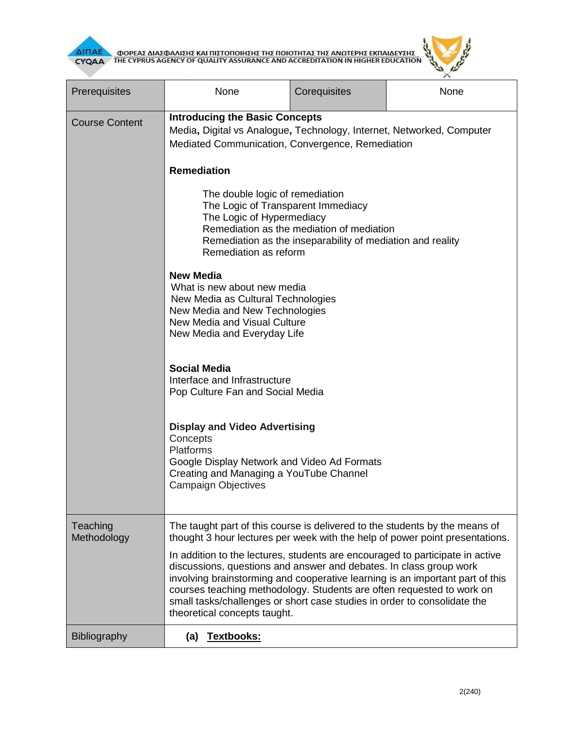| Prerequisites | None | Corequisites | None |
|---|---|---|---|
| Course Content | **Introducing the Basic Concepts**<br>Media**,** Digital vs Analogue**,** Technology, Internet, Networked, Computer Mediated Communication, Convergence, Remediation<br><br>**Remediation**<br><br>The double logic of remediation<br>The Logic of Transparent Immediacy<br>The Logic of Hypermediacy<br>Remediation as the mediation of mediation<br>Remediation as the inseparability of mediation and reality<br>Remediation as reform<br><br>**New Media**<br>What is new about new media<br>New Media as Cultural Technologies<br>New Media and New Technologies<br>New Media and Visual Culture<br>New Media and Everyday Life<br><br>**Social Media**<br>Interface and Infrastructure<br>Pop Culture Fan and Social Media<br><br>**Display and Video Advertising**<br>Concepts<br>Platforms<br>Google Display Network and Video Ad Formats<br>Creating and Managing a YouTube Channel<br>Campaign Objectives | | |
| Teaching Methodology | The taught part of this course is delivered to the students by the means of thought 3 hour lectures per week with the help of power point presentations.<br><br>In addition to the lectures, students are encouraged to participate in active discussions, questions and answer and debates. In class group work involving brainstorming and cooperative learning is an important part of this courses teaching methodology. Students are often requested to work on small tasks/challenges or short case studies in order to consolidate the theoretical concepts taught. | | |
| Bibliography | **(a) Textbooks:** | | |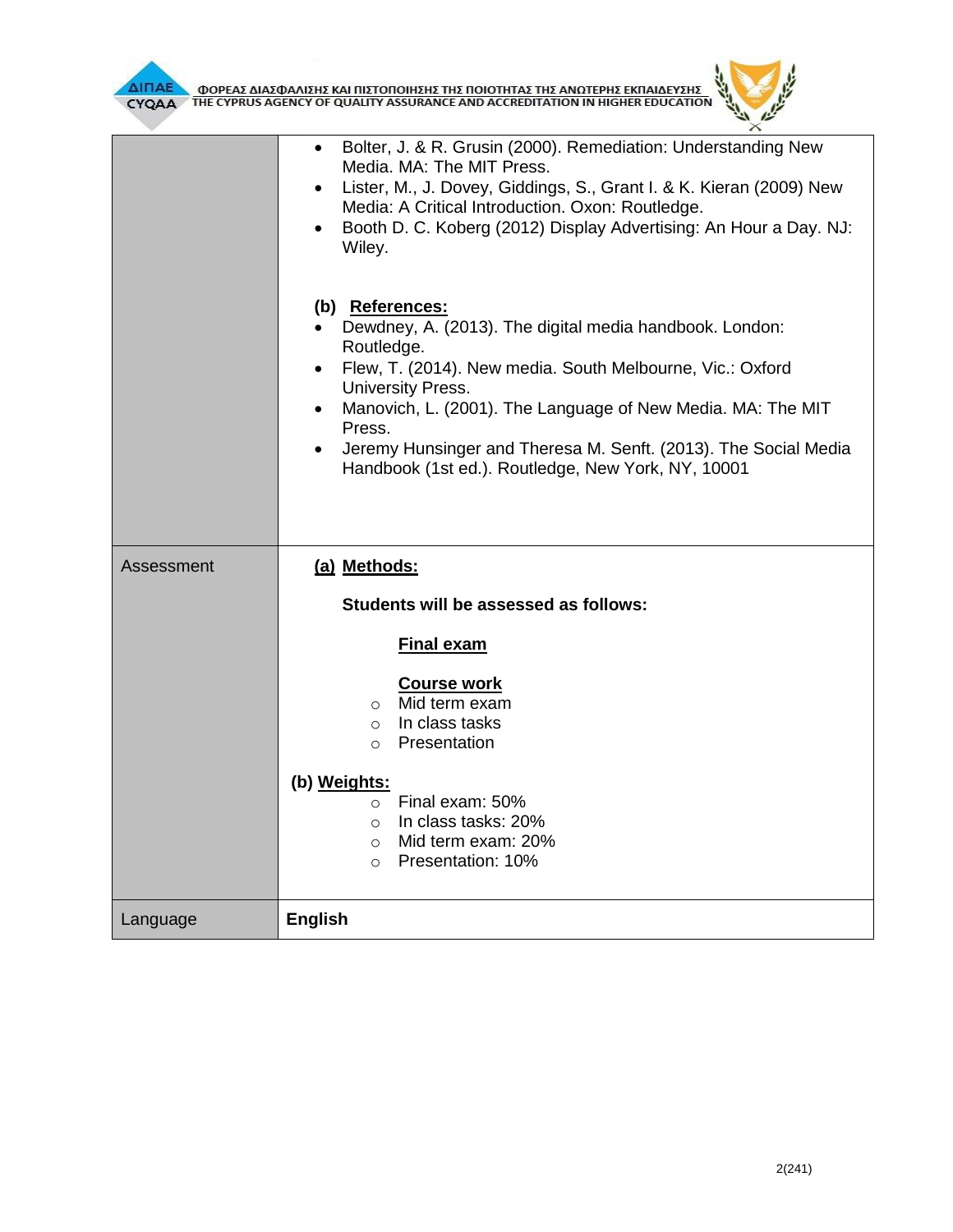| | |
|---|---|
| | • Bolter, J. & R. Grusin (2000). Remediation: Understanding New Media. MA: The MIT Press.<br>• Lister, M., J. Dovey, Giddings, S., Grant I. & K. Kieran (2009) New Media: A Critical Introduction. Oxon: Routledge.<br>• Booth D. C. Koberg (2012) Display Advertising: An Hour a Day. NJ: Wiley.<br><br>**(b) <u>References:</u>**<br>• Dewdney, A. (2013). The digital media handbook. London: Routledge.<br>• Flew, T. (2014). New media. South Melbourne, Vic.: Oxford University Press.<br>• Manovich, L. (2001). The Language of New Media. MA: The MIT Press.<br>• Jeremy Hunsinger and Theresa M. Senft. (2013). The Social Media Handbook (1st ed.). Routledge, New York, NY, 10001 |
| Assessment | **(a) <u>Methods:</u>**<br><br>**Students will be assessed as follows:**<br><br>**<u>Final exam</u>**<br><br>**<u>Course work</u>**<br>○ Mid term exam<br>○ In class tasks<br>○ Presentation<br><br>**(b) <u>Weights:</u>**<br>○ Final exam: 50%<br>○ In class tasks: 20%<br>○ Mid term exam: 20%<br>○ Presentation: 10% |
| Language | **English** |